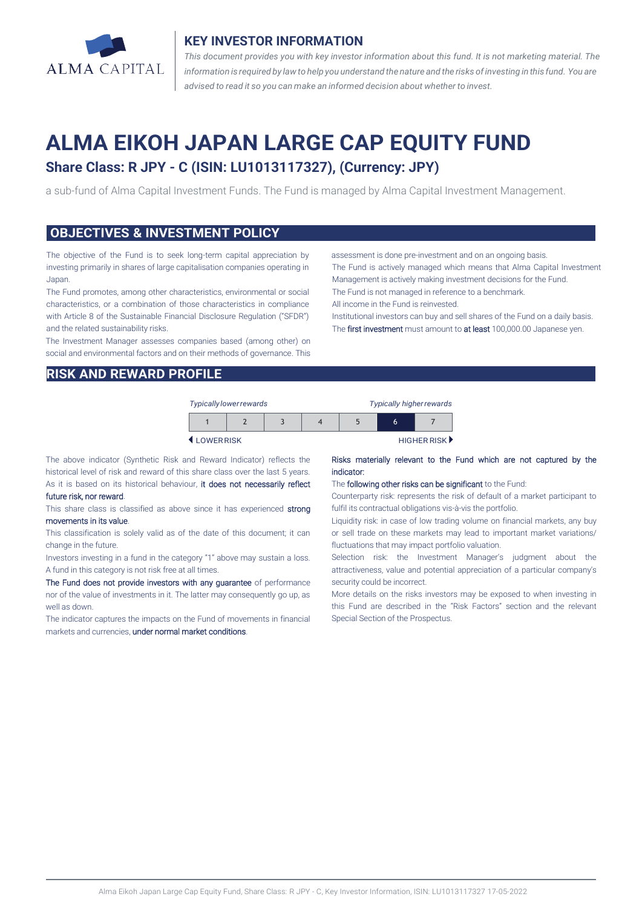## KEY INVESTOR INFORMATION

*This document provides you with key investor information about this fund. It is not marketing material. The information is required by law to help you understand the nature and the risks of investing in this fund. You are advised to read it so you can make an informed decision about whether to invest.*

# ALMA EIKOH JAPAN LARGE CAP EQUITY FUND

### Share Class: R JPY - C (ISIN: LU1013117327), (Currency: JPY)

a sub-fund of Alma Capital Investment Funds. The Fund is managed by Alma Capital Investment Management.

## OBJECTIVES & INVESTMENT POLICY

The objective of the Fund is to seek long-term capital appreciation by investing primarily in shares of large capitalisation companies operating in Japan.

The Fund promotes, among other characteristics, environmental or social characteristics, or a combination of those characteristics in compliance with Article 8 of the Sustainable Financial Disclosure Regulation ("SFDR") and the related sustainability risks.

The Investment Manager assesses companies based (among other) on social and environmental factors and on their methods of governance. This assessment is done pre-investment and on an ongoing basis.

The Fund is actively managed which means that Alma Capital Investment Management is actively making investment decisions for the Fund.

The Fund is not managed in reference to a benchmark.

All income in the Fund is reinvested.

Institutional investors can buy and sell shares of the Fund on a daily basis.

The first investment must amount to at least 100,000.00 Japanese yen.

## RISK AND REWARD PROFILE

*Typically lower rewards* — *Typically higher rewards*

| 1 | 2 | 3 | 4 | 5 | **6** | 7 |
|---|---|---|---|---|---|---|

◀ LOWER RISK — HIGHER RISK ▶

The above indicator (Synthetic Risk and Reward Indicator) reflects the historical level of risk and reward of this share class over the last 5 years. As it is based on its historical behaviour, it does not necessarily reflect future risk, nor reward.

This share class is classified as above since it has experienced strong movements in its value.

This classification is solely valid as of the date of this document; it can change in the future.

Investors investing in a fund in the category "1" above may sustain a loss. A fund in this category is not risk free at all times.

The Fund does not provide investors with any guarantee of performance nor of the value of investments in it. The latter may consequently go up, as well as down.

The indicator captures the impacts on the Fund of movements in financial markets and currencies, under normal market conditions.

Risks materially relevant to the Fund which are not captured by the indicator:

The following other risks can be significant to the Fund:

Counterparty risk: represents the risk of default of a market participant to fulfil its contractual obligations vis-à-vis the portfolio.

Liquidity risk: in case of low trading volume on financial markets, any buy or sell trade on these markets may lead to important market variations/ fluctuations that may impact portfolio valuation.

Selection risk: the Investment Manager's judgment about the attractiveness, value and potential appreciation of a particular company's security could be incorrect.

More details on the risks investors may be exposed to when investing in this Fund are described in the "Risk Factors" section and the relevant Special Section of the Prospectus.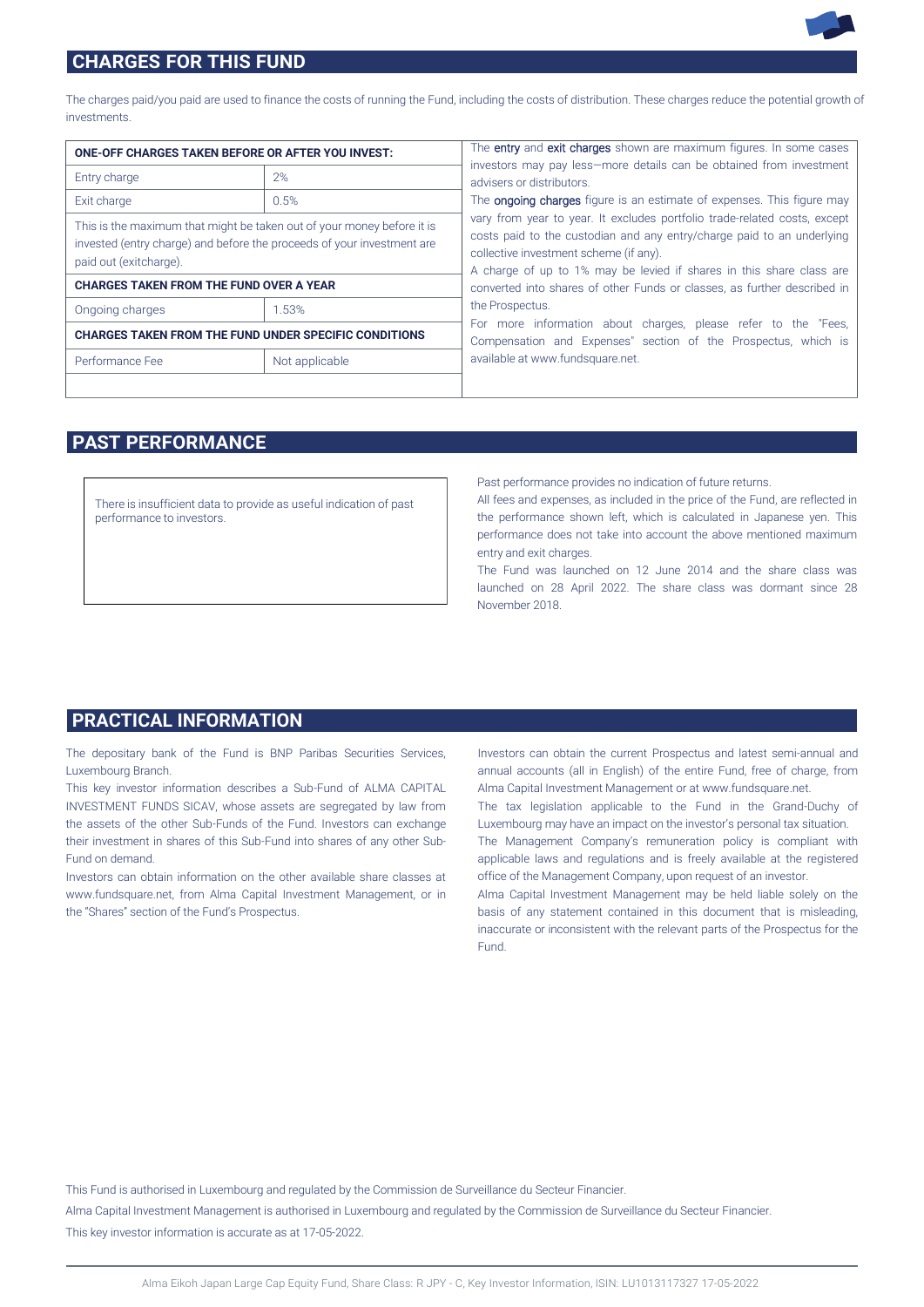## CHARGES FOR THIS FUND

The charges paid/you paid are used to finance the costs of running the Fund, including the costs of distribution. These charges reduce the potential growth of investments.

| ONE-OFF CHARGES TAKEN BEFORE OR AFTER YOU INVEST: | |
|---|---|
| Entry charge | 2% |
| Exit charge | 0.5% |
| This is the maximum that might be taken out of your money before it is invested (entry charge) and before the proceeds of your investment are paid out (exitcharge). | |
| **CHARGES TAKEN FROM THE FUND OVER A YEAR** | |
| Ongoing charges | 1.53% |
| **CHARGES TAKEN FROM THE FUND UNDER SPECIFIC CONDITIONS** | |
| Performance Fee | Not applicable |

The **entry** and **exit charges** shown are maximum figures. In some cases investors may pay less—more details can be obtained from investment advisers or distributors.

The **ongoing charges** figure is an estimate of expenses. This figure may vary from year to year. It excludes portfolio trade-related costs, except costs paid to the custodian and any entry/charge paid to an underlying collective investment scheme (if any).

A charge of up to 1% may be levied if shares in this share class are converted into shares of other Funds or classes, as further described in the Prospectus.

For more information about charges, please refer to the "Fees, Compensation and Expenses" section of the Prospectus, which is available at www.fundsquare.net.

## PAST PERFORMANCE

There is insufficient data to provide as useful indication of past performance to investors.

Past performance provides no indication of future returns.

All fees and expenses, as included in the price of the Fund, are reflected in the performance shown left, which is calculated in Japanese yen. This performance does not take into account the above mentioned maximum entry and exit charges.

The Fund was launched on 12 June 2014 and the share class was launched on 28 April 2022. The share class was dormant since 28 November 2018.

## PRACTICAL INFORMATION

The depositary bank of the Fund is BNP Paribas Securities Services, Luxembourg Branch.

This key investor information describes a Sub-Fund of ALMA CAPITAL INVESTMENT FUNDS SICAV, whose assets are segregated by law from the assets of the other Sub-Funds of the Fund. Investors can exchange their investment in shares of this Sub-Fund into shares of any other Sub-Fund on demand.

Investors can obtain information on the other available share classes at www.fundsquare.net, from Alma Capital Investment Management, or in the "Shares" section of the Fund's Prospectus.

Investors can obtain the current Prospectus and latest semi-annual and annual accounts (all in English) of the entire Fund, free of charge, from Alma Capital Investment Management or at www.fundsquare.net.

The tax legislation applicable to the Fund in the Grand-Duchy of Luxembourg may have an impact on the investor's personal tax situation.

The Management Company's remuneration policy is compliant with applicable laws and regulations and is freely available at the registered office of the Management Company, upon request of an investor.

Alma Capital Investment Management may be held liable solely on the basis of any statement contained in this document that is misleading, inaccurate or inconsistent with the relevant parts of the Prospectus for the Fund.

This Fund is authorised in Luxembourg and regulated by the Commission de Surveillance du Secteur Financier.

Alma Capital Investment Management is authorised in Luxembourg and regulated by the Commission de Surveillance du Secteur Financier.

This key investor information is accurate as at 17-05-2022.